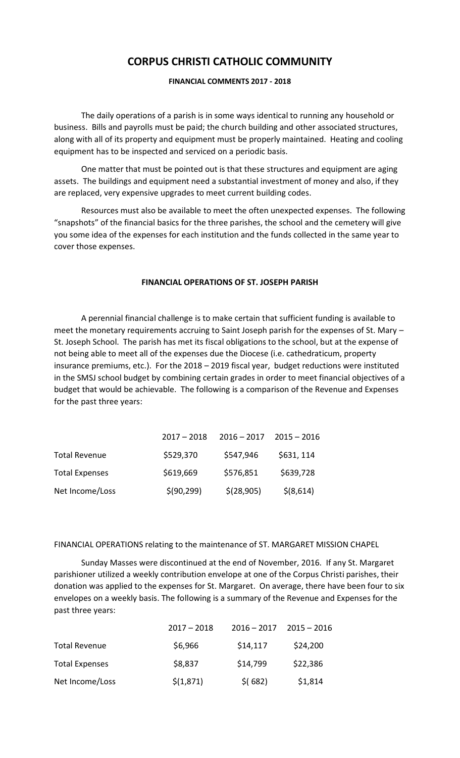# CORPUS CHRISTI CATHOLIC COMMUNITY

**FINANCIAL COMMENTS 2017 - 2018**

The daily operations of a parish is in some ways identical to running any household or business. Bills and payrolls must be paid; the church building and other associated structures, along with all of its property and equipment must be properly maintained. Heating and cooling equipment has to be inspected and serviced on a periodic basis.

One matter that must be pointed out is that these structures and equipment are aging assets. The buildings and equipment need a substantial investment of money and also, if they are replaced, very expensive upgrades to meet current building codes.

Resources must also be available to meet the often unexpected expenses. The following "snapshots" of the financial basics for the three parishes, the school and the cemetery will give you some idea of the expenses for each institution and the funds collected in the same year to cover those expenses.

**FINANCIAL OPERATIONS OF ST. JOSEPH PARISH**

A perennial financial challenge is to make certain that sufficient funding is available to meet the monetary requirements accruing to Saint Joseph parish for the expenses of St. Mary – St. Joseph School. The parish has met its fiscal obligations to the school, but at the expense of not being able to meet all of the expenses due the Diocese (i.e. cathedraticum, property insurance premiums, etc.). For the 2018 – 2019 fiscal year, budget reductions were instituted in the SMSJ school budget by combining certain grades in order to meet financial objectives of a budget that would be achievable. The following is a comparison of the Revenue and Expenses for the past three years:

| | 2017 – 2018 | 2016 – 2017 | 2015 – 2016 |
|---|---|---|---|
| Total Revenue | $529,370 | $547,946 | $631, 114 |
| Total Expenses | $619,669 | $576,851 | $639,728 |
| Net Income/Loss | $(90,299) | $(28,905) | $(8,614) |

FINANCIAL OPERATIONS relating to the maintenance of ST. MARGARET MISSION CHAPEL

Sunday Masses were discontinued at the end of November, 2016. If any St. Margaret parishioner utilized a weekly contribution envelope at one of the Corpus Christi parishes, their donation was applied to the expenses for St. Margaret. On average, there have been four to six envelopes on a weekly basis. The following is a summary of the Revenue and Expenses for the past three years:

| | 2017 – 2018 | 2016 – 2017 | 2015 – 2016 |
|---|---|---|---|
| Total Revenue | $6,966 | $14,117 | $24,200 |
| Total Expenses | $8,837 | $14,799 | $22,386 |
| Net Income/Loss | $(1,871) | $( 682) | $1,814 |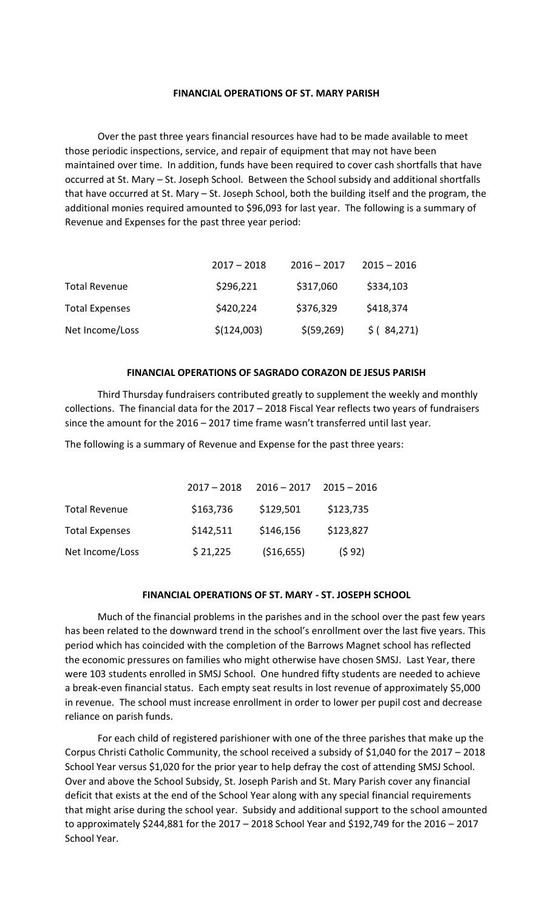## FINANCIAL OPERATIONS OF ST. MARY PARISH

Over the past three years financial resources have had to be made available to meet those periodic inspections, service, and repair of equipment that may not have been maintained over time. In addition, funds have been required to cover cash shortfalls that have occurred at St. Mary – St. Joseph School. Between the School subsidy and additional shortfalls that have occurred at St. Mary – St. Joseph School, both the building itself and the program, the additional monies required amounted to $96,093 for last year. The following is a summary of Revenue and Expenses for the past three year period:

| | 2017 – 2018 | 2016 – 2017 | 2015 – 2016 |
|---|---|---|---|
| Total Revenue | $296,221 | $317,060 | $334,103 |
| Total Expenses | $420,224 | $376,329 | $418,374 |
| Net Income/Loss | $(124,003) | $(59,269) | $ ( 84,271) |

## FINANCIAL OPERATIONS OF SAGRADO CORAZON DE JESUS PARISH

Third Thursday fundraisers contributed greatly to supplement the weekly and monthly collections. The financial data for the 2017 – 2018 Fiscal Year reflects two years of fundraisers since the amount for the 2016 – 2017 time frame wasn't transferred until last year.

The following is a summary of Revenue and Expense for the past three years:

| | 2017 – 2018 | 2016 – 2017 | 2015 – 2016 |
|---|---|---|---|
| Total Revenue | $163,736 | $129,501 | $123,735 |
| Total Expenses | $142,511 | $146,156 | $123,827 |
| Net Income/Loss | $ 21,225 | ($16,655) | ($ 92) |

## FINANCIAL OPERATIONS OF ST. MARY - ST. JOSEPH SCHOOL

Much of the financial problems in the parishes and in the school over the past few years has been related to the downward trend in the school's enrollment over the last five years. This period which has coincided with the completion of the Barrows Magnet school has reflected the economic pressures on families who might otherwise have chosen SMSJ. Last Year, there were 103 students enrolled in SMSJ School. One hundred fifty students are needed to achieve a break-even financial status. Each empty seat results in lost revenue of approximately $5,000 in revenue. The school must increase enrollment in order to lower per pupil cost and decrease reliance on parish funds.

For each child of registered parishioner with one of the three parishes that make up the Corpus Christi Catholic Community, the school received a subsidy of $1,040 for the 2017 – 2018 School Year versus $1,020 for the prior year to help defray the cost of attending SMSJ School. Over and above the School Subsidy, St. Joseph Parish and St. Mary Parish cover any financial deficit that exists at the end of the School Year along with any special financial requirements that might arise during the school year. Subsidy and additional support to the school amounted to approximately $244,881 for the 2017 – 2018 School Year and $192,749 for the 2016 – 2017 School Year.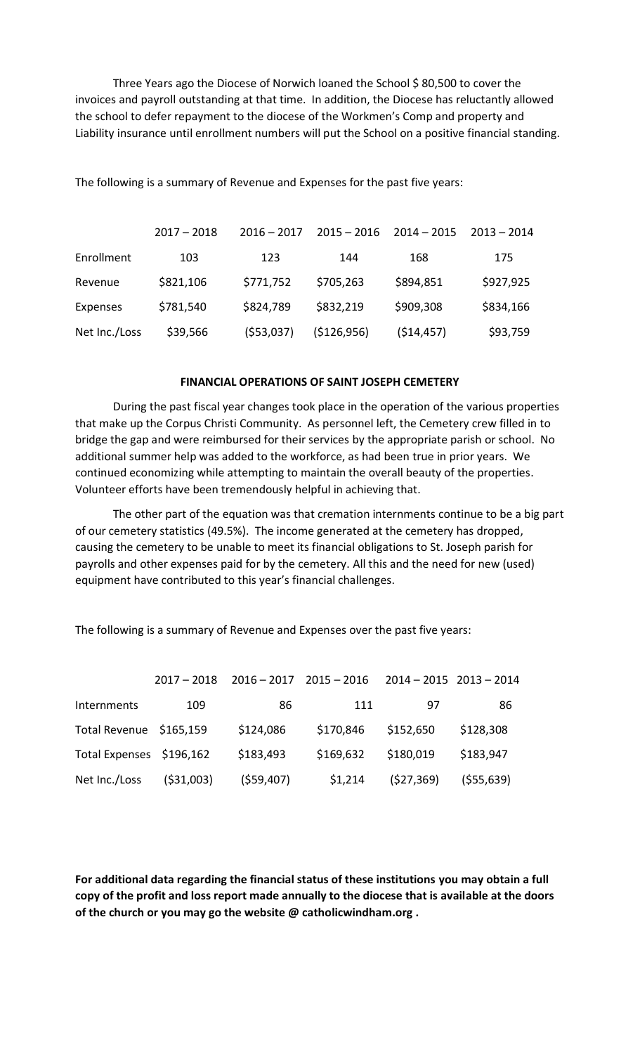Three Years ago the Diocese of Norwich loaned the School $ 80,500 to cover the invoices and payroll outstanding at that time. In addition, the Diocese has reluctantly allowed the school to defer repayment to the diocese of the Workmen's Comp and property and Liability insurance until enrollment numbers will put the School on a positive financial standing.

The following is a summary of Revenue and Expenses for the past five years:

| | 2017 – 2018 | 2016 – 2017 | 2015 – 2016 | 2014 – 2015 | 2013 – 2014 |
|---|---|---|---|---|---|
| Enrollment | 103 | 123 | 144 | 168 | 175 |
| Revenue | $821,106 | $771,752 | $705,263 | $894,851 | $927,925 |
| Expenses | $781,540 | $824,789 | $832,219 | $909,308 | $834,166 |
| Net Inc./Loss | $39,566 | ($53,037) | ($126,956) | ($14,457) | $93,759 |

**FINANCIAL OPERATIONS OF SAINT JOSEPH CEMETERY**

During the past fiscal year changes took place in the operation of the various properties that make up the Corpus Christi Community. As personnel left, the Cemetery crew filled in to bridge the gap and were reimbursed for their services by the appropriate parish or school. No additional summer help was added to the workforce, as had been true in prior years. We continued economizing while attempting to maintain the overall beauty of the properties. Volunteer efforts have been tremendously helpful in achieving that.

The other part of the equation was that cremation internments continue to be a big part of our cemetery statistics (49.5%). The income generated at the cemetery has dropped, causing the cemetery to be unable to meet its financial obligations to St. Joseph parish for payrolls and other expenses paid for by the cemetery. All this and the need for new (used) equipment have contributed to this year's financial challenges.

The following is a summary of Revenue and Expenses over the past five years:

| | 2017 – 2018 | 2016 – 2017 | 2015 – 2016 | 2014 – 2015 | 2013 – 2014 |
|---|---|---|---|---|---|
| Internments | 109 | 86 | 111 | 97 | 86 |
| Total Revenue | $165,159 | $124,086 | $170,846 | $152,650 | $128,308 |
| Total Expenses | $196,162 | $183,493 | $169,632 | $180,019 | $183,947 |
| Net Inc./Loss | ($31,003) | ($59,407) | $1,214 | ($27,369) | ($55,639) |

**For additional data regarding the financial status of these institutions you may obtain a full copy of the profit and loss report made annually to the diocese that is available at the doors of the church or you may go the website @ catholicwindham.org .**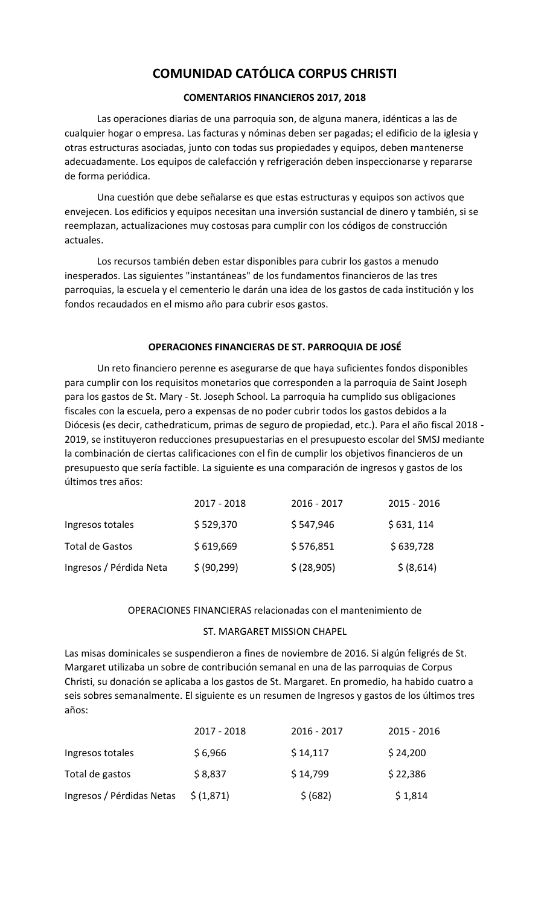# COMUNIDAD CATÓLICA CORPUS CHRISTI

**COMENTARIOS FINANCIEROS 2017, 2018**

Las operaciones diarias de una parroquia son, de alguna manera, idénticas a las de cualquier hogar o empresa. Las facturas y nóminas deben ser pagadas; el edificio de la iglesia y otras estructuras asociadas, junto con todas sus propiedades y equipos, deben mantenerse adecuadamente. Los equipos de calefacción y refrigeración deben inspeccionarse y repararse de forma periódica.

Una cuestión que debe señalarse es que estas estructuras y equipos son activos que envejecen. Los edificios y equipos necesitan una inversión sustancial de dinero y también, si se reemplazan, actualizaciones muy costosas para cumplir con los códigos de construcción actuales.

Los recursos también deben estar disponibles para cubrir los gastos a menudo inesperados. Las siguientes "instantáneas" de los fundamentos financieros de las tres parroquias, la escuela y el cementerio le darán una idea de los gastos de cada institución y los fondos recaudados en el mismo año para cubrir esos gastos.

**OPERACIONES FINANCIERAS DE ST. PARROQUIA DE JOSÉ**

Un reto financiero perenne es asegurarse de que haya suficientes fondos disponibles para cumplir con los requisitos monetarios que corresponden a la parroquia de Saint Joseph para los gastos de St. Mary - St. Joseph School. La parroquia ha cumplido sus obligaciones fiscales con la escuela, pero a expensas de no poder cubrir todos los gastos debidos a la Diócesis (es decir, cathedraticum, primas de seguro de propiedad, etc.). Para el año fiscal 2018 - 2019, se instituyeron reducciones presupuestarias en el presupuesto escolar del SMSJ mediante la combinación de ciertas calificaciones con el fin de cumplir los objetivos financieros de un presupuesto que sería factible. La siguiente es una comparación de ingresos y gastos de los últimos tres años:

| | 2017 - 2018 | 2016 - 2017 | 2015 - 2016 |
|---|---|---|---|
| Ingresos totales | $ 529,370 | $ 547,946 | $ 631, 114 |
| Total de Gastos | $ 619,669 | $ 576,851 | $ 639,728 |
| Ingresos / Pérdida Neta | $ (90,299) | $ (28,905) | $ (8,614) |

OPERACIONES FINANCIERAS relacionadas con el mantenimiento de

ST. MARGARET MISSION CHAPEL

Las misas dominicales se suspendieron a fines de noviembre de 2016. Si algún feligrés de St. Margaret utilizaba un sobre de contribución semanal en una de las parroquias de Corpus Christi, su donación se aplicaba a los gastos de St. Margaret. En promedio, ha habido cuatro a seis sobres semanalmente. El siguiente es un resumen de Ingresos y gastos de los últimos tres años:

| | 2017 - 2018 | 2016 - 2017 | 2015 - 2016 |
|---|---|---|---|
| Ingresos totales | $ 6,966 | $ 14,117 | $ 24,200 |
| Total de gastos | $ 8,837 | $ 14,799 | $ 22,386 |
| Ingresos / Pérdidas Netas | $ (1,871) | $ (682) | $ 1,814 |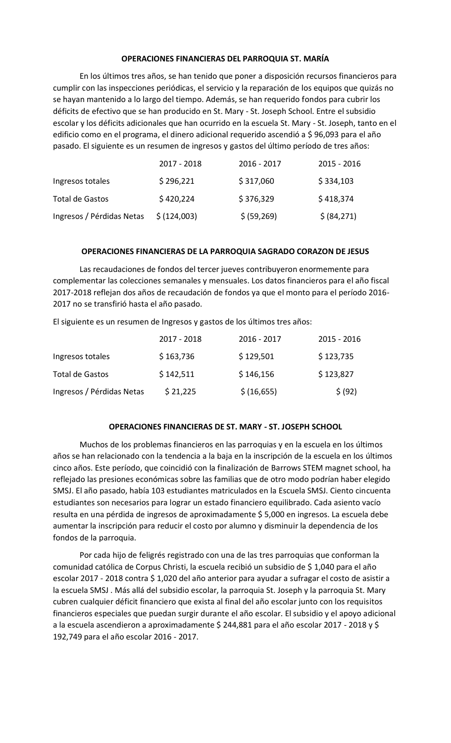**OPERACIONES FINANCIERAS DEL PARROQUIA ST. MARÍA**

En los últimos tres años, se han tenido que poner a disposición recursos financieros para cumplir con las inspecciones periódicas, el servicio y la reparación de los equipos que quizás no se hayan mantenido a lo largo del tiempo. Además, se han requerido fondos para cubrir los déficits de efectivo que se han producido en St. Mary - St. Joseph School. Entre el subsidio escolar y los déficits adicionales que han ocurrido en la escuela St. Mary - St. Joseph, tanto en el edificio como en el programa, el dinero adicional requerido ascendió a $ 96,093 para el año pasado. El siguiente es un resumen de ingresos y gastos del último período de tres años:

| | 2017 - 2018 | 2016 - 2017 | 2015 - 2016 |
|---|---|---|---|
| Ingresos totales | $ 296,221 | $ 317,060 | $ 334,103 |
| Total de Gastos | $ 420,224 | $ 376,329 | $ 418,374 |
| Ingresos / Pérdidas Netas | $ (124,003) | $ (59,269) | $ (84,271) |

**OPERACIONES FINANCIERAS DE LA PARROQUIA SAGRADO CORAZON DE JESUS**

Las recaudaciones de fondos del tercer jueves contribuyeron enormemente para complementar las colecciones semanales y mensuales. Los datos financieros para el año fiscal 2017-2018 reflejan dos años de recaudación de fondos ya que el monto para el período 2016-2017 no se transfirió hasta el año pasado.

El siguiente es un resumen de Ingresos y gastos de los últimos tres años:

| | 2017 - 2018 | 2016 - 2017 | 2015 - 2016 |
|---|---|---|---|
| Ingresos totales | $ 163,736 | $ 129,501 | $ 123,735 |
| Total de Gastos | $ 142,511 | $ 146,156 | $ 123,827 |
| Ingresos / Pérdidas Netas | $ 21,225 | $ (16,655) | $ (92) |

**OPERACIONES FINANCIERAS DE ST. MARY - ST. JOSEPH SCHOOL**

Muchos de los problemas financieros en las parroquias y en la escuela en los últimos años se han relacionado con la tendencia a la baja en la inscripción de la escuela en los últimos cinco años. Este período, que coincidió con la finalización de Barrows STEM magnet school, ha reflejado las presiones económicas sobre las familias que de otro modo podrían haber elegido SMSJ. El año pasado, había 103 estudiantes matriculados en la Escuela SMSJ. Ciento cincuenta estudiantes son necesarios para lograr un estado financiero equilibrado. Cada asiento vacío resulta en una pérdida de ingresos de aproximadamente $ 5,000 en ingresos. La escuela debe aumentar la inscripción para reducir el costo por alumno y disminuir la dependencia de los fondos de la parroquia.

Por cada hijo de feligrés registrado con una de las tres parroquias que conforman la comunidad católica de Corpus Christi, la escuela recibió un subsidio de $ 1,040 para el año escolar 2017 - 2018 contra $ 1,020 del año anterior para ayudar a sufragar el costo de asistir a la escuela SMSJ . Más allá del subsidio escolar, la parroquia St. Joseph y la parroquia St. Mary cubren cualquier déficit financiero que exista al final del año escolar junto con los requisitos financieros especiales que puedan surgir durante el año escolar. El subsidio y el apoyo adicional a la escuela ascendieron a aproximadamente $ 244,881 para el año escolar 2017 - 2018 y $ 192,749 para el año escolar 2016 - 2017.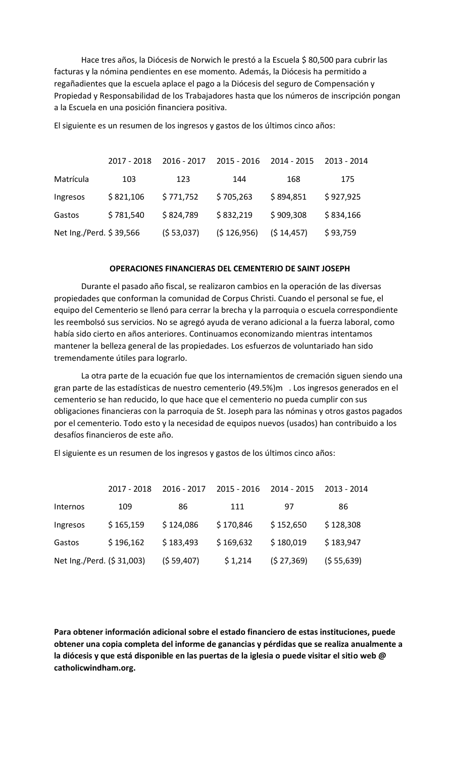Hace tres años, la Diócesis de Norwich le prestó a la Escuela $ 80,500 para cubrir las facturas y la nómina pendientes en ese momento. Además, la Diócesis ha permitido a regañadientes que la escuela aplace el pago a la Diócesis del seguro de Compensación y Propiedad y Responsabilidad de los Trabajadores hasta que los números de inscripción pongan a la Escuela en una posición financiera positiva.

El siguiente es un resumen de los ingresos y gastos de los últimos cinco años:

| | 2017 - 2018 | 2016 - 2017 | 2015 - 2016 | 2014 - 2015 | 2013 - 2014 |
|---|---|---|---|---|---|
| Matrícula | 103 | 123 | 144 | 168 | 175 |
| Ingresos | $ 821,106 | $ 771,752 | $ 705,263 | $ 894,851 | $ 927,925 |
| Gastos | $ 781,540 | $ 824,789 | $ 832,219 | $ 909,308 | $ 834,166 |
| Net Ing./Perd. | $ 39,566 | ($ 53,037) | ($ 126,956) | ($ 14,457) | $ 93,759 |

**OPERACIONES FINANCIERAS DEL CEMENTERIO DE SAINT JOSEPH**

Durante el pasado año fiscal, se realizaron cambios en la operación de las diversas propiedades que conforman la comunidad de Corpus Christi. Cuando el personal se fue, el equipo del Cementerio se llenó para cerrar la brecha y la parroquia o escuela correspondiente les reembolsó sus servicios. No se agregó ayuda de verano adicional a la fuerza laboral, como había sido cierto en años anteriores. Continuamos economizando mientras intentamos mantener la belleza general de las propiedades. Los esfuerzos de voluntariado han sido tremendamente útiles para lograrlo.

La otra parte de la ecuación fue que los internamientos de cremación siguen siendo una gran parte de las estadísticas de nuestro cementerio (49.5%)m . Los ingresos generados en el cementerio se han reducido, lo que hace que el cementerio no pueda cumplir con sus obligaciones financieras con la parroquia de St. Joseph para las nóminas y otros gastos pagados por el cementerio. Todo esto y la necesidad de equipos nuevos (usados) han contribuido a los desafíos financieros de este año.

El siguiente es un resumen de los ingresos y gastos de los últimos cinco años:

| | 2017 - 2018 | 2016 - 2017 | 2015 - 2016 | 2014 - 2015 | 2013 - 2014 |
|---|---|---|---|---|---|
| Internos | 109 | 86 | 111 | 97 | 86 |
| Ingresos | $ 165,159 | $ 124,086 | $ 170,846 | $ 152,650 | $ 128,308 |
| Gastos | $ 196,162 | $ 183,493 | $ 169,632 | $ 180,019 | $ 183,947 |
| Net Ing./Perd. | ($ 31,003) | ($ 59,407) | $ 1,214 | ($ 27,369) | ($ 55,639) |

**Para obtener información adicional sobre el estado financiero de estas instituciones, puede obtener una copia completa del informe de ganancias y pérdidas que se realiza anualmente a la diócesis y que está disponible en las puertas de la iglesia o puede visitar el sitio web @ catholicwindham.org.**